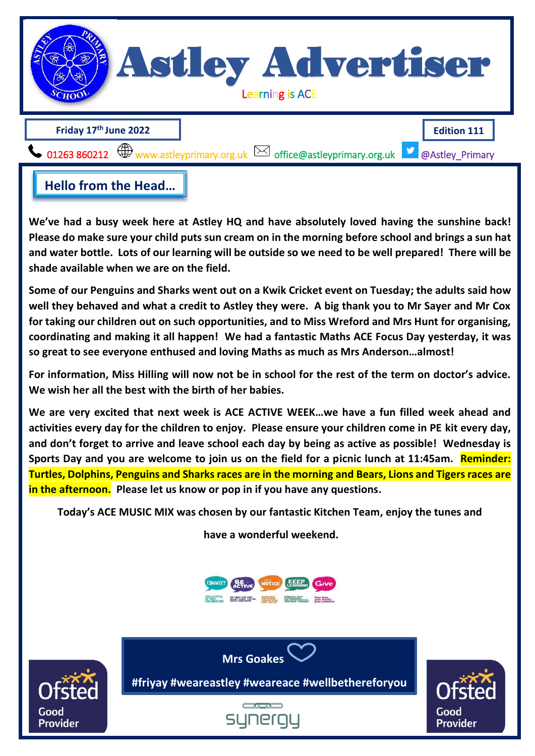# Astley Advertiser

Learning is ACE

**Friday 17th June 2022** | **Edition 111**

01263 860212 | www.astleyprimary.org.uk | office@astleyprimary.org.uk | @Astley_Primary

## Hello from the Head…

**We've had a busy week here at Astley HQ and have absolutely loved having the sunshine back! Please do make sure your child puts sun cream on in the morning before school and brings a sun hat and water bottle. Lots of our learning will be outside so we need to be well prepared! There will be shade available when we are on the field.**

**Some of our Penguins and Sharks went out on a Kwik Cricket event on Tuesday; the adults said how well they behaved and what a credit to Astley they were. A big thank you to Mr Sayer and Mr Cox for taking our children out on such opportunities, and to Miss Wreford and Mrs Hunt for organising, coordinating and making it all happen! We had a fantastic Maths ACE Focus Day yesterday, it was so great to see everyone enthused and loving Maths as much as Mrs Anderson…almost!**

**For information, Miss Hilling will now not be in school for the rest of the term on doctor's advice. We wish her all the best with the birth of her babies.**

**We are very excited that next week is ACE ACTIVE WEEK…we have a fun filled week ahead and activities every day for the children to enjoy. Please ensure your children come in PE kit every day, and don't forget to arrive and leave school each day by being as active as possible! Wednesday is Sports Day and you are welcome to join us on the field for a picnic lunch at 11:45am. Reminder: Turtles, Dolphins, Penguins and Sharks races are in the morning and Bears, Lions and Tigers races are in the afternoon. Please let us know or pop in if you have any questions.**

**Today's ACE MUSIC MIX was chosen by our fantastic Kitchen Team, enjoy the tunes and have a wonderful weekend.**

**Mrs Goakes**

**#friyay #weareastley #weareace #wellbethereforyou**

Ofsted Good Provider

synergy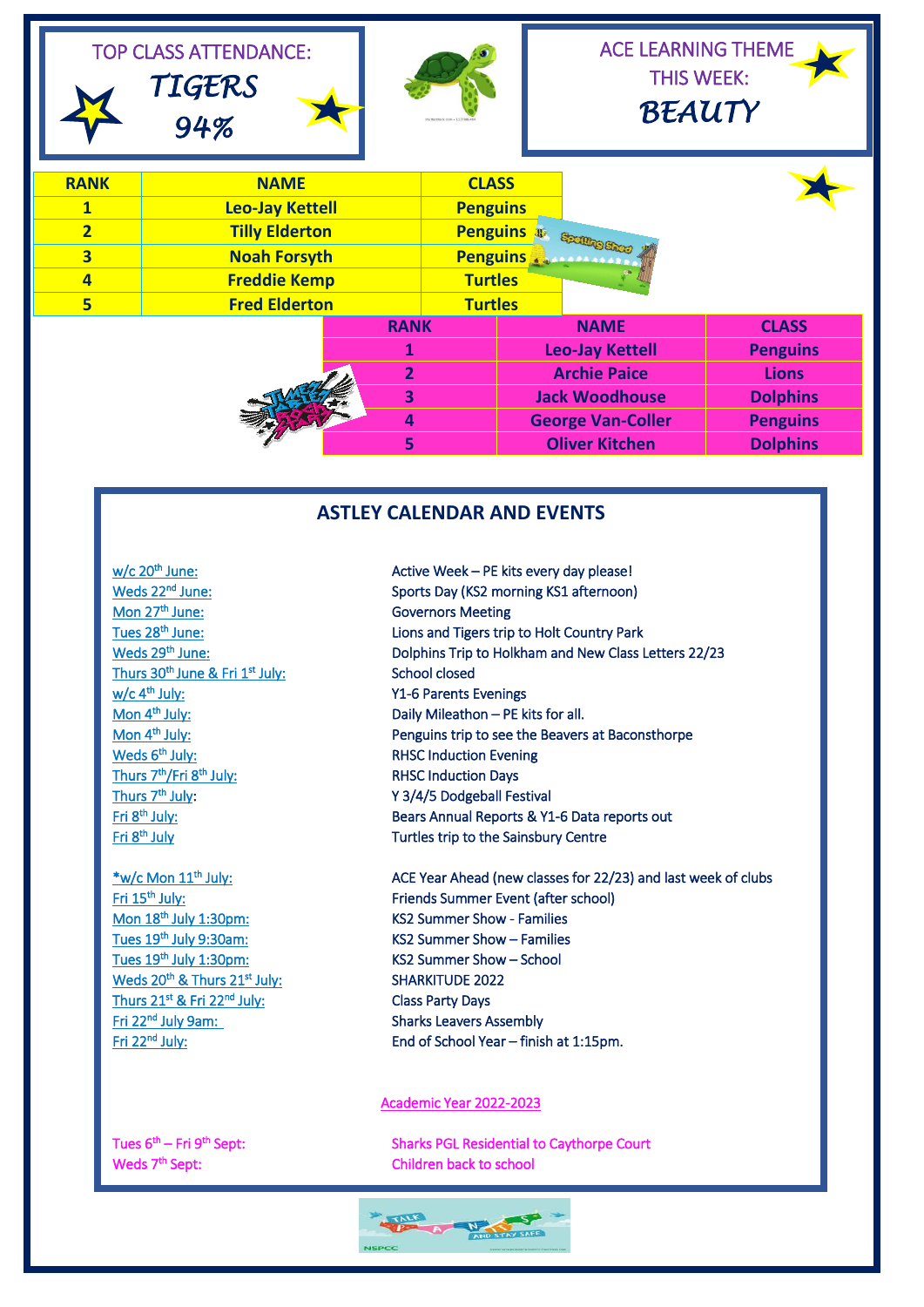TOP CLASS ATTENDANCE:

*TIGERS*

*94%*

ACE LEARNING THEME THIS WEEK:

*BEAUTY*

| RANK | NAME | CLASS |
|---|---|---|
| 1 | Leo-Jay Kettell | Penguins |
| 2 | Tilly Elderton | Penguins |
| 3 | Noah Forsyth | Penguins |
| 4 | Freddie Kemp | Turtles |
| 5 | Fred Elderton | Turtles |

| RANK | NAME | CLASS |
|---|---|---|
| 1 | Leo-Jay Kettell | Penguins |
| 2 | Archie Paice | Lions |
| 3 | Jack Woodhouse | Dolphins |
| 4 | George Van-Coller | Penguins |
| 5 | Oliver Kitchen | Dolphins |

## ASTLEY CALENDAR AND EVENTS

| | |
|---|---|
| w/c 20th June: | Active Week – PE kits every day please! |
| Weds 22nd June: | Sports Day (KS2 morning KS1 afternoon) |
| Mon 27th June: | Governors Meeting |
| Tues 28th June: | Lions and Tigers trip to Holt Country Park |
| Weds 29th June: | Dolphins Trip to Holkham and New Class Letters 22/23 |
| Thurs 30th June & Fri 1st July: | School closed |
| w/c 4th July: | Y1-6 Parents Evenings |
| Mon 4th July: | Daily Mileathon – PE kits for all. |
| Mon 4th July: | Penguins trip to see the Beavers at Baconsthorpe |
| Weds 6th July: | RHSC Induction Evening |
| Thurs 7th/Fri 8th July: | RHSC Induction Days |
| Thurs 7th July: | Y 3/4/5 Dodgeball Festival |
| Fri 8th July: | Bears Annual Reports & Y1-6 Data reports out |
| Fri 8th July | Turtles trip to the Sainsbury Centre |
| *w/c Mon 11th July: | ACE Year Ahead (new classes for 22/23) and last week of clubs |
| Fri 15th July: | Friends Summer Event (after school) |
| Mon 18th July 1:30pm: | KS2 Summer Show - Families |
| Tues 19th July 9:30am: | KS2 Summer Show – Families |
| Tues 19th July 1:30pm: | KS2 Summer Show – School |
| Weds 20th & Thurs 21st July: | SHARKITUDE 2022 |
| Thurs 21st & Fri 22nd July: | Class Party Days |
| Fri 22nd July 9am: | Sharks Leavers Assembly |
| Fri 22nd July: | End of School Year – finish at 1:15pm. |

Academic Year 2022-2023

| | |
|---|---|
| Tues 6th – Fri 9th Sept: | Sharks PGL Residential to Caythorpe Court |
| Weds 7th Sept: | Children back to school |